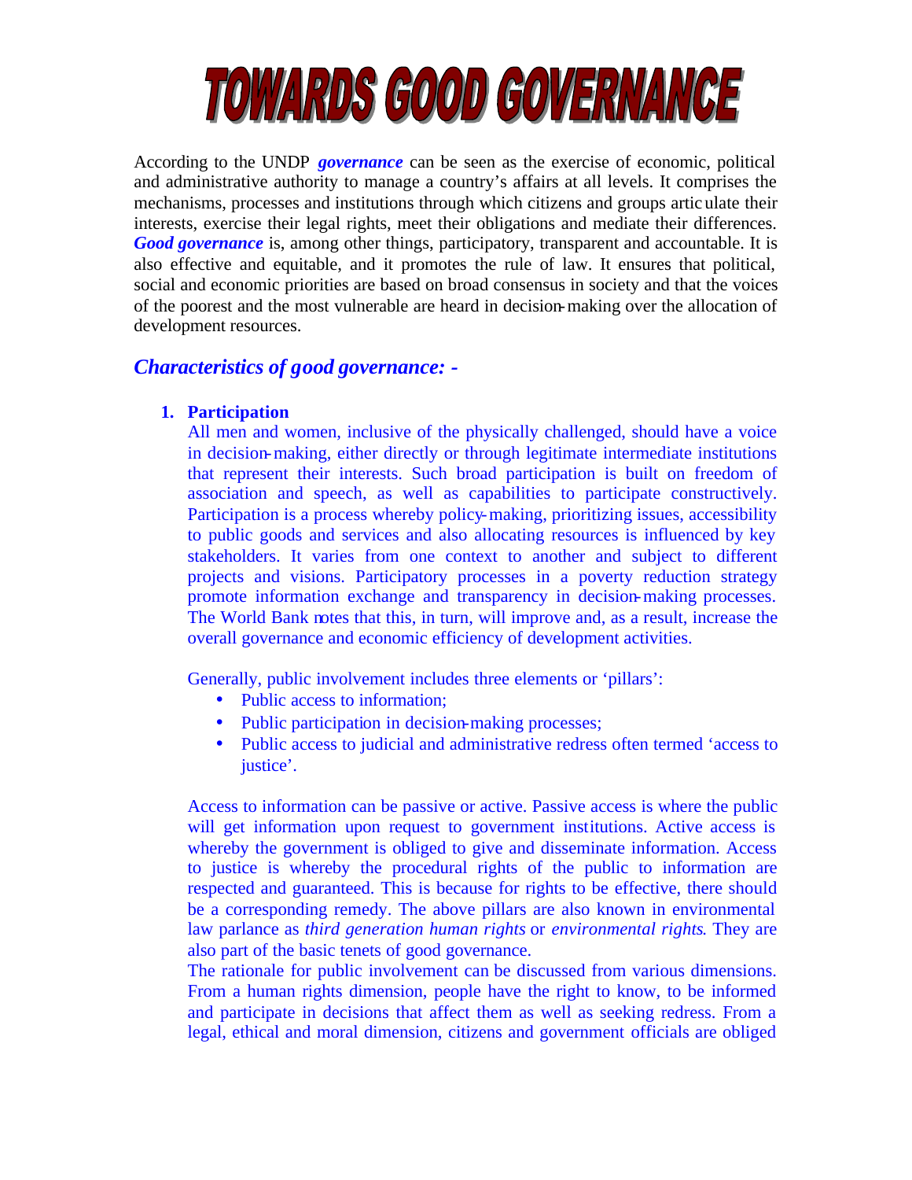# TOWARDS GOOD GOVERNANCE

According to the UNDP ***governance*** can be seen as the exercise of economic, political and administrative authority to manage a country's affairs at all levels. It comprises the mechanisms, processes and institutions through which citizens and groups articulate their interests, exercise their legal rights, meet their obligations and mediate their differences. ***Good governance*** is, among other things, participatory, transparent and accountable. It is also effective and equitable, and it promotes the rule of law. It ensures that political, social and economic priorities are based on broad consensus in society and that the voices of the poorest and the most vulnerable are heard in decision-making over the allocation of development resources.

## *Characteristics of good governance: -*

1. **Participation**

   All men and women, inclusive of the physically challenged, should have a voice in decision-making, either directly or through legitimate intermediate institutions that represent their interests. Such broad participation is built on freedom of association and speech, as well as capabilities to participate constructively. Participation is a process whereby policy-making, prioritizing issues, accessibility to public goods and services and also allocating resources is influenced by key stakeholders. It varies from one context to another and subject to different projects and visions. Participatory processes in a poverty reduction strategy promote information exchange and transparency in decision-making processes. The World Bank notes that this, in turn, will improve and, as a result, increase the overall governance and economic efficiency of development activities.

   Generally, public involvement includes three elements or 'pillars':

   - Public access to information;
   - Public participation in decision-making processes;
   - Public access to judicial and administrative redress often termed 'access to justice'.

   Access to information can be passive or active. Passive access is where the public will get information upon request to government institutions. Active access is whereby the government is obliged to give and disseminate information. Access to justice is whereby the procedural rights of the public to information are respected and guaranteed. This is because for rights to be effective, there should be a corresponding remedy. The above pillars are also known in environmental law parlance as *third generation human rights* or *environmental rights*. They are also part of the basic tenets of good governance.

   The rationale for public involvement can be discussed from various dimensions. From a human rights dimension, people have the right to know, to be informed and participate in decisions that affect them as well as seeking redress. From a legal, ethical and moral dimension, citizens and government officials are obliged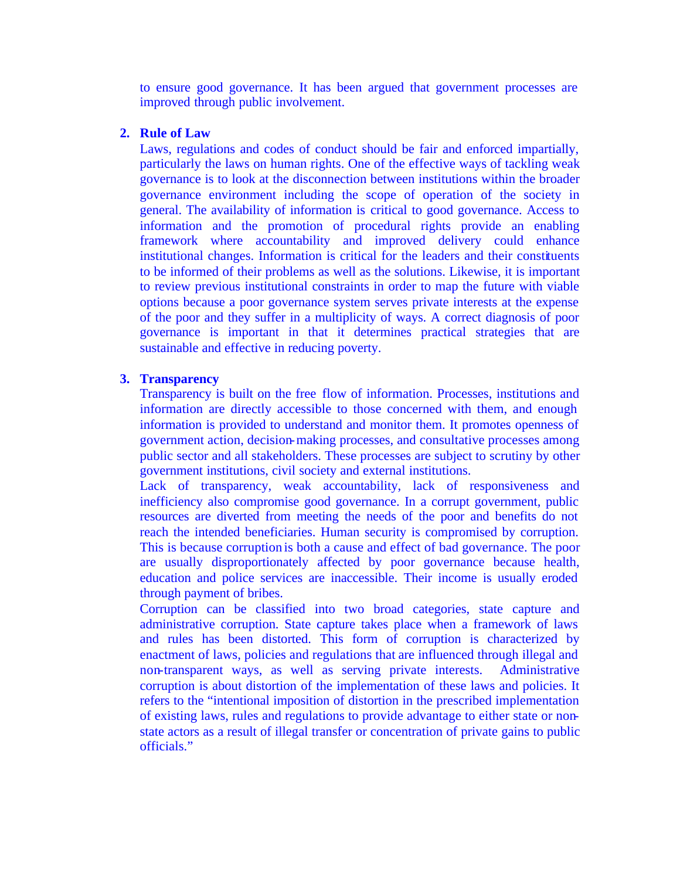to ensure good governance. It has been argued that government processes are improved through public involvement.

2. **Rule of Law**

   Laws, regulations and codes of conduct should be fair and enforced impartially, particularly the laws on human rights. One of the effective ways of tackling weak governance is to look at the disconnection between institutions within the broader governance environment including the scope of operation of the society in general. The availability of information is critical to good governance. Access to information and the promotion of procedural rights provide an enabling framework where accountability and improved delivery could enhance institutional changes. Information is critical for the leaders and their constituents to be informed of their problems as well as the solutions. Likewise, it is important to review previous institutional constraints in order to map the future with viable options because a poor governance system serves private interests at the expense of the poor and they suffer in a multiplicity of ways. A correct diagnosis of poor governance is important in that it determines practical strategies that are sustainable and effective in reducing poverty.

3. **Transparency**

   Transparency is built on the free flow of information. Processes, institutions and information are directly accessible to those concerned with them, and enough information is provided to understand and monitor them. It promotes openness of government action, decision-making processes, and consultative processes among public sector and all stakeholders. These processes are subject to scrutiny by other government institutions, civil society and external institutions.

   Lack of transparency, weak accountability, lack of responsiveness and inefficiency also compromise good governance. In a corrupt government, public resources are diverted from meeting the needs of the poor and benefits do not reach the intended beneficiaries. Human security is compromised by corruption. This is because corruption is both a cause and effect of bad governance. The poor are usually disproportionately affected by poor governance because health, education and police services are inaccessible. Their income is usually eroded through payment of bribes.

   Corruption can be classified into two broad categories, state capture and administrative corruption. State capture takes place when a framework of laws and rules has been distorted. This form of corruption is characterized by enactment of laws, policies and regulations that are influenced through illegal and non-transparent ways, as well as serving private interests. Administrative corruption is about distortion of the implementation of these laws and policies. It refers to the "intentional imposition of distortion in the prescribed implementation of existing laws, rules and regulations to provide advantage to either state or non-state actors as a result of illegal transfer or concentration of private gains to public officials."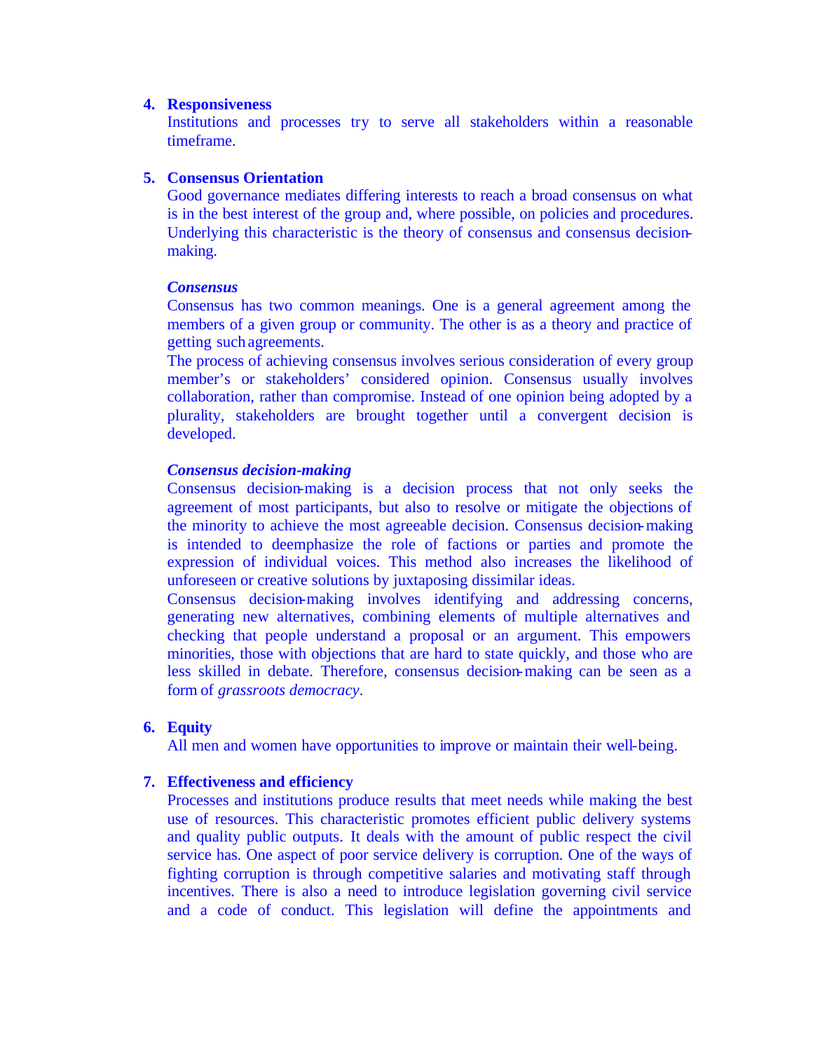4. **Responsiveness**

   Institutions and processes try to serve all stakeholders within a reasonable timeframe.

5. **Consensus Orientation**

   Good governance mediates differing interests to reach a broad consensus on what is in the best interest of the group and, where possible, on policies and procedures. Underlying this characteristic is the theory of consensus and consensus decision-making.

   ***Consensus***

   Consensus has two common meanings. One is a general agreement among the members of a given group or community. The other is as a theory and practice of getting such agreements.

   The process of achieving consensus involves serious consideration of every group member's or stakeholders' considered opinion. Consensus usually involves collaboration, rather than compromise. Instead of one opinion being adopted by a plurality, stakeholders are brought together until a convergent decision is developed.

   ***Consensus decision-making***

   Consensus decision-making is a decision process that not only seeks the agreement of most participants, but also to resolve or mitigate the objections of the minority to achieve the most agreeable decision. Consensus decision-making is intended to deemphasize the role of factions or parties and promote the expression of individual voices. This method also increases the likelihood of unforeseen or creative solutions by juxtaposing dissimilar ideas.

   Consensus decision-making involves identifying and addressing concerns, generating new alternatives, combining elements of multiple alternatives and checking that people understand a proposal or an argument. This empowers minorities, those with objections that are hard to state quickly, and those who are less skilled in debate. Therefore, consensus decision-making can be seen as a form of *grassroots democracy*.

6. **Equity**

   All men and women have opportunities to improve or maintain their well-being.

7. **Effectiveness and efficiency**

   Processes and institutions produce results that meet needs while making the best use of resources. This characteristic promotes efficient public delivery systems and quality public outputs. It deals with the amount of public respect the civil service has. One aspect of poor service delivery is corruption. One of the ways of fighting corruption is through competitive salaries and motivating staff through incentives. There is also a need to introduce legislation governing civil service and a code of conduct. This legislation will define the appointments and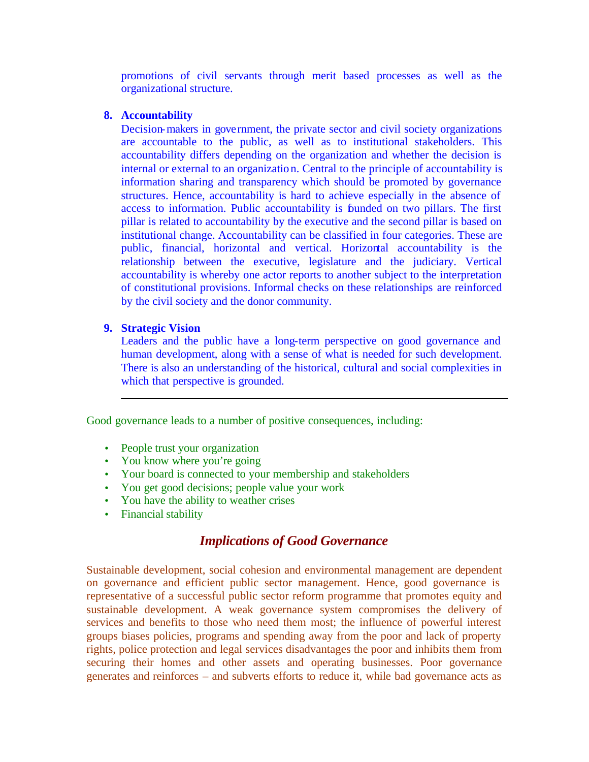promotions of civil servants through merit based processes as well as the organizational structure.

8. **Accountability**
   Decision-makers in government, the private sector and civil society organizations are accountable to the public, as well as to institutional stakeholders. This accountability differs depending on the organization and whether the decision is internal or external to an organization. Central to the principle of accountability is information sharing and transparency which should be promoted by governance structures. Hence, accountability is hard to achieve especially in the absence of access to information. Public accountability is founded on two pillars. The first pillar is related to accountability by the executive and the second pillar is based on institutional change. Accountability can be classified in four categories. These are public, financial, horizontal and vertical. Horizontal accountability is the relationship between the executive, legislature and the judiciary. Vertical accountability is whereby one actor reports to another subject to the interpretation of constitutional provisions. Informal checks on these relationships are reinforced by the civil society and the donor community.

9. **Strategic Vision**
   Leaders and the public have a long-term perspective on good governance and human development, along with a sense of what is needed for such development. There is also an understanding of the historical, cultural and social complexities in which that perspective is grounded.

---

Good governance leads to a number of positive consequences, including:

- People trust your organization
- You know where you're going
- Your board is connected to your membership and stakeholders
- You get good decisions; people value your work
- You have the ability to weather crises
- Financial stability

## *Implications of Good Governance*

Sustainable development, social cohesion and environmental management are dependent on governance and efficient public sector management. Hence, good governance is representative of a successful public sector reform programme that promotes equity and sustainable development. A weak governance system compromises the delivery of services and benefits to those who need them most; the influence of powerful interest groups biases policies, programs and spending away from the poor and lack of property rights, police protection and legal services disadvantages the poor and inhibits them from securing their homes and other assets and operating businesses. Poor governance generates and reinforces – and subverts efforts to reduce it, while bad governance acts as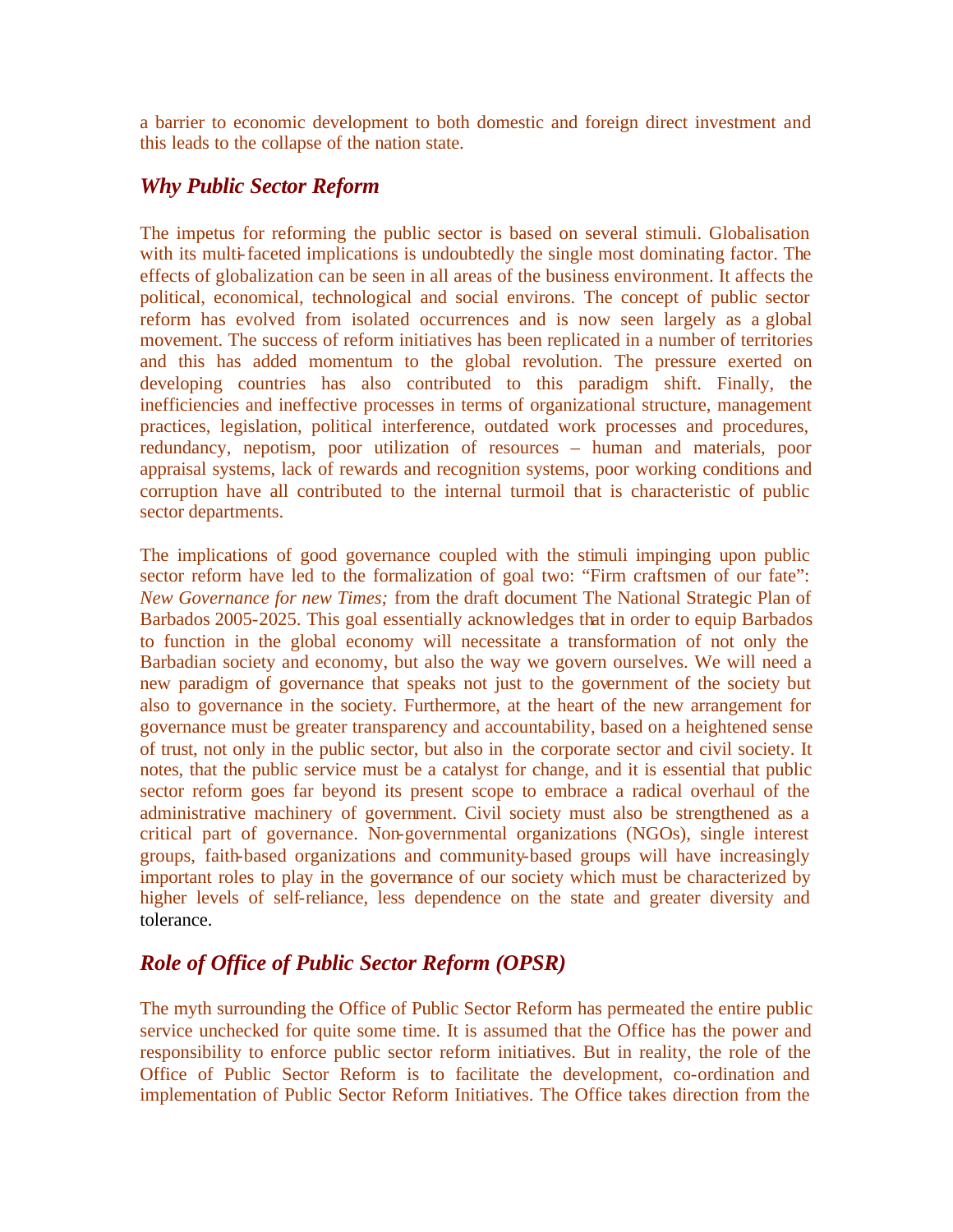a barrier to economic development to both domestic and foreign direct investment and this leads to the collapse of the nation state.

## *Why Public Sector Reform*

The impetus for reforming the public sector is based on several stimuli. Globalisation with its multi-faceted implications is undoubtedly the single most dominating factor. The effects of globalization can be seen in all areas of the business environment. It affects the political, economical, technological and social environs. The concept of public sector reform has evolved from isolated occurrences and is now seen largely as a global movement. The success of reform initiatives has been replicated in a number of territories and this has added momentum to the global revolution. The pressure exerted on developing countries has also contributed to this paradigm shift. Finally, the inefficiencies and ineffective processes in terms of organizational structure, management practices, legislation, political interference, outdated work processes and procedures, redundancy, nepotism, poor utilization of resources – human and materials, poor appraisal systems, lack of rewards and recognition systems, poor working conditions and corruption have all contributed to the internal turmoil that is characteristic of public sector departments.

The implications of good governance coupled with the stimuli impinging upon public sector reform have led to the formalization of goal two: "Firm craftsmen of our fate": *New Governance for new Times;* from the draft document The National Strategic Plan of Barbados 2005-2025. This goal essentially acknowledges that in order to equip Barbados to function in the global economy will necessitate a transformation of not only the Barbadian society and economy, but also the way we govern ourselves. We will need a new paradigm of governance that speaks not just to the government of the society but also to governance in the society. Furthermore, at the heart of the new arrangement for governance must be greater transparency and accountability, based on a heightened sense of trust, not only in the public sector, but also in the corporate sector and civil society. It notes, that the public service must be a catalyst for change, and it is essential that public sector reform goes far beyond its present scope to embrace a radical overhaul of the administrative machinery of government. Civil society must also be strengthened as a critical part of governance. Non-governmental organizations (NGOs), single interest groups, faith-based organizations and community-based groups will have increasingly important roles to play in the governance of our society which must be characterized by higher levels of self-reliance, less dependence on the state and greater diversity and tolerance.

## *Role of Office of Public Sector Reform (OPSR)*

The myth surrounding the Office of Public Sector Reform has permeated the entire public service unchecked for quite some time. It is assumed that the Office has the power and responsibility to enforce public sector reform initiatives. But in reality, the role of the Office of Public Sector Reform is to facilitate the development, co-ordination and implementation of Public Sector Reform Initiatives. The Office takes direction from the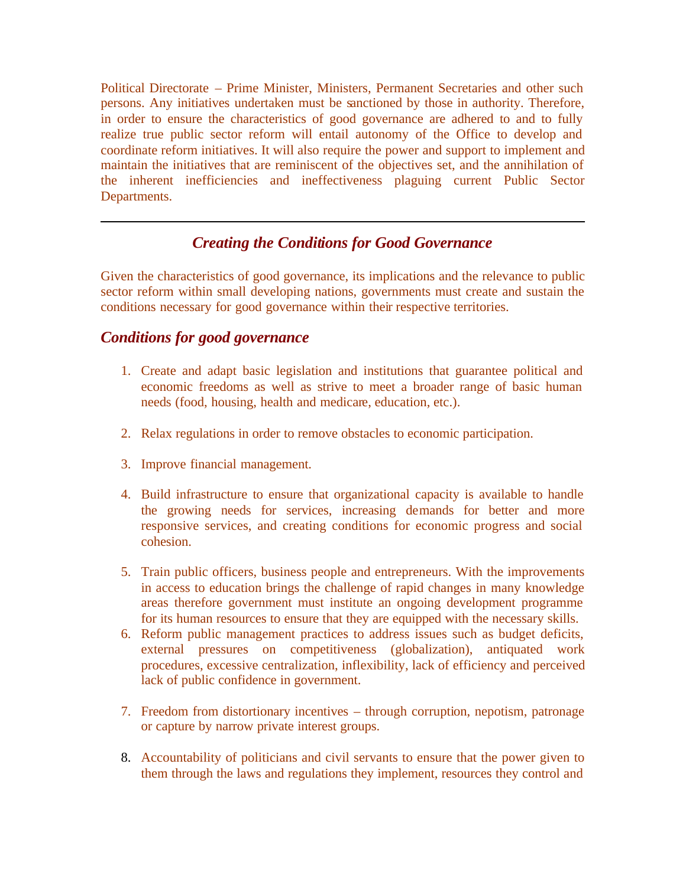Political Directorate – Prime Minister, Ministers, Permanent Secretaries and other such persons. Any initiatives undertaken must be sanctioned by those in authority. Therefore, in order to ensure the characteristics of good governance are adhered to and to fully realize true public sector reform will entail autonomy of the Office to develop and coordinate reform initiatives. It will also require the power and support to implement and maintain the initiatives that are reminiscent of the objectives set, and the annihilation of the inherent inefficiencies and ineffectiveness plaguing current Public Sector Departments.

---

## *Creating the Conditions for Good Governance*

Given the characteristics of good governance, its implications and the relevance to public sector reform within small developing nations, governments must create and sustain the conditions necessary for good governance within their respective territories.

### *Conditions for good governance*

1. Create and adapt basic legislation and institutions that guarantee political and economic freedoms as well as strive to meet a broader range of basic human needs (food, housing, health and medicare, education, etc.).

2. Relax regulations in order to remove obstacles to economic participation.

3. Improve financial management.

4. Build infrastructure to ensure that organizational capacity is available to handle the growing needs for services, increasing demands for better and more responsive services, and creating conditions for economic progress and social cohesion.

5. Train public officers, business people and entrepreneurs. With the improvements in access to education brings the challenge of rapid changes in many knowledge areas therefore government must institute an ongoing development programme for its human resources to ensure that they are equipped with the necessary skills.
6. Reform public management practices to address issues such as budget deficits, external pressures on competitiveness (globalization), antiquated work procedures, excessive centralization, inflexibility, lack of efficiency and perceived lack of public confidence in government.

7. Freedom from distortionary incentives – through corruption, nepotism, patronage or capture by narrow private interest groups.

8. Accountability of politicians and civil servants to ensure that the power given to them through the laws and regulations they implement, resources they control and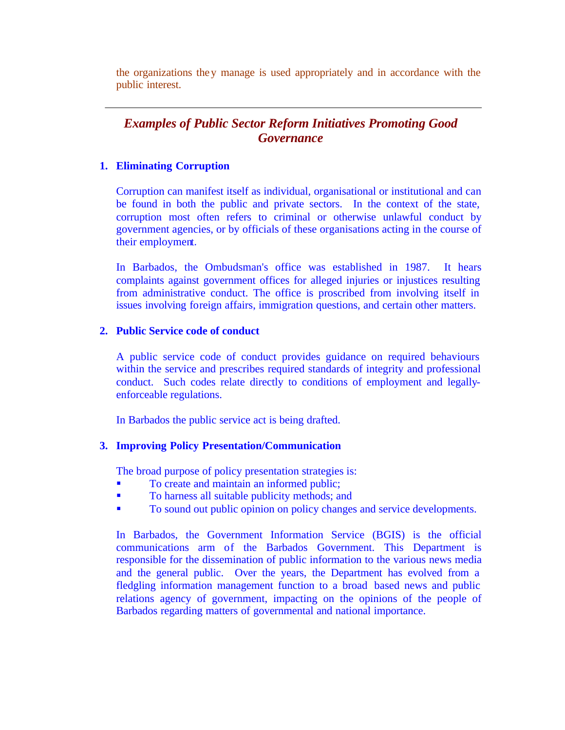the organizations they manage is used appropriately and in accordance with the public interest.

---

## *Examples of Public Sector Reform Initiatives Promoting Good Governance*

### 1. Eliminating Corruption

Corruption can manifest itself as individual, organisational or institutional and can be found in both the public and private sectors. In the context of the state, corruption most often refers to criminal or otherwise unlawful conduct by government agencies, or by officials of these organisations acting in the course of their employment.

In Barbados, the Ombudsman's office was established in 1987. It hears complaints against government offices for alleged injuries or injustices resulting from administrative conduct. The office is proscribed from involving itself in issues involving foreign affairs, immigration questions, and certain other matters.

### 2. Public Service code of conduct

A public service code of conduct provides guidance on required behaviours within the service and prescribes required standards of integrity and professional conduct. Such codes relate directly to conditions of employment and legally-enforceable regulations.

In Barbados the public service act is being drafted.

### 3. Improving Policy Presentation/Communication

The broad purpose of policy presentation strategies is:

- To create and maintain an informed public;
- To harness all suitable publicity methods; and
- To sound out public opinion on policy changes and service developments.

In Barbados, the Government Information Service (BGIS) is the official communications arm of the Barbados Government. This Department is responsible for the dissemination of public information to the various news media and the general public. Over the years, the Department has evolved from a fledgling information management function to a broad based news and public relations agency of government, impacting on the opinions of the people of Barbados regarding matters of governmental and national importance.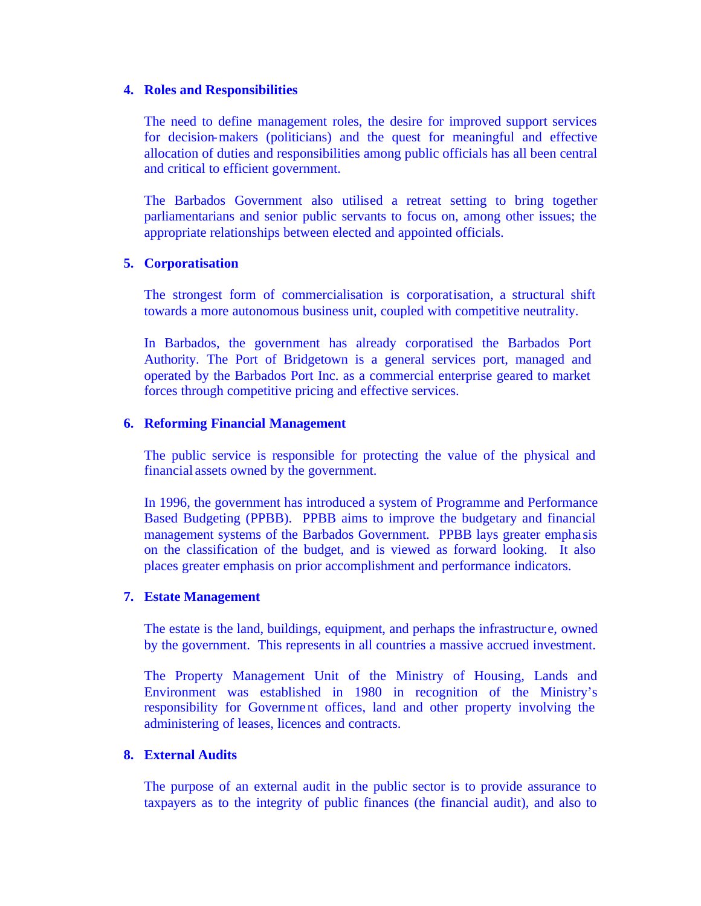## 4. Roles and Responsibilities

The need to define management roles, the desire for improved support services for decision-makers (politicians) and the quest for meaningful and effective allocation of duties and responsibilities among public officials has all been central and critical to efficient government.

The Barbados Government also utilised a retreat setting to bring together parliamentarians and senior public servants to focus on, among other issues; the appropriate relationships between elected and appointed officials.

## 5. Corporatisation

The strongest form of commercialisation is corporatisation, a structural shift towards a more autonomous business unit, coupled with competitive neutrality.

In Barbados, the government has already corporatised the Barbados Port Authority. The Port of Bridgetown is a general services port, managed and operated by the Barbados Port Inc. as a commercial enterprise geared to market forces through competitive pricing and effective services.

## 6. Reforming Financial Management

The public service is responsible for protecting the value of the physical and financial assets owned by the government.

In 1996, the government has introduced a system of Programme and Performance Based Budgeting (PPBB). PPBB aims to improve the budgetary and financial management systems of the Barbados Government. PPBB lays greater emphasis on the classification of the budget, and is viewed as forward looking. It also places greater emphasis on prior accomplishment and performance indicators.

## 7. Estate Management

The estate is the land, buildings, equipment, and perhaps the infrastructure, owned by the government. This represents in all countries a massive accrued investment.

The Property Management Unit of the Ministry of Housing, Lands and Environment was established in 1980 in recognition of the Ministry's responsibility for Government offices, land and other property involving the administering of leases, licences and contracts.

## 8. External Audits

The purpose of an external audit in the public sector is to provide assurance to taxpayers as to the integrity of public finances (the financial audit), and also to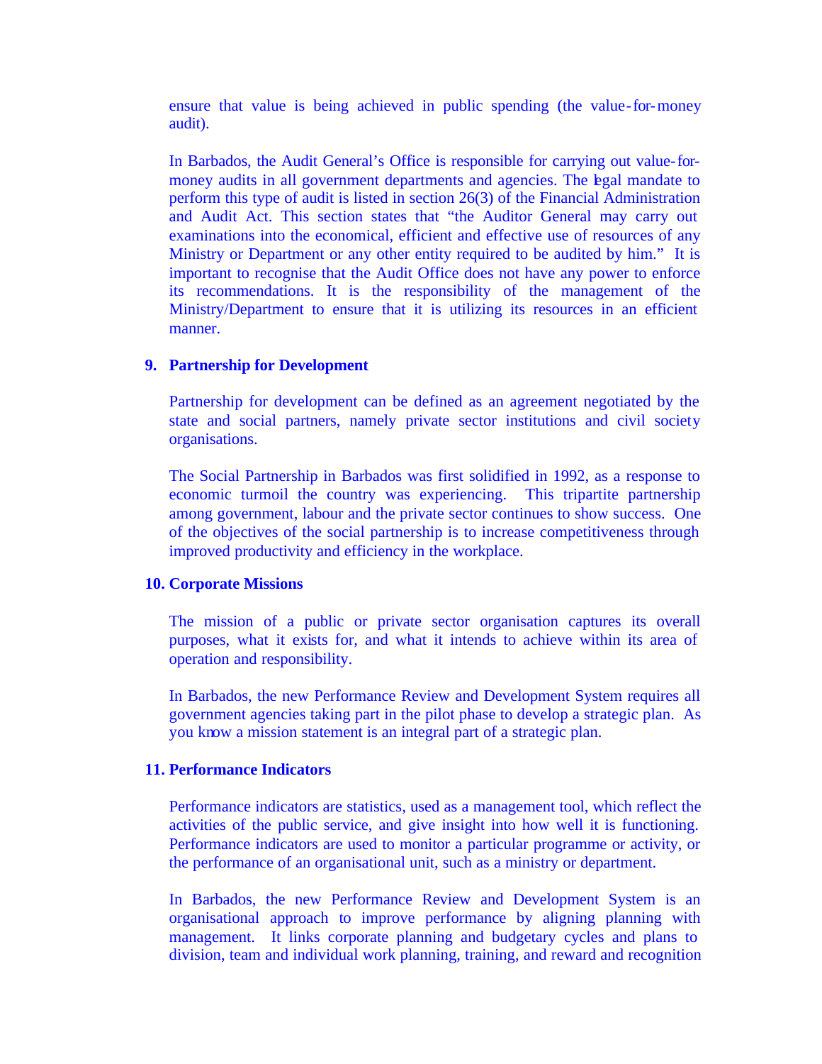ensure that value is being achieved in public spending (the value-for-money audit).

In Barbados, the Audit General's Office is responsible for carrying out value-for-money audits in all government departments and agencies. The legal mandate to perform this type of audit is listed in section 26(3) of the Financial Administration and Audit Act. This section states that "the Auditor General may carry out examinations into the economical, efficient and effective use of resources of any Ministry or Department or any other entity required to be audited by him." It is important to recognise that the Audit Office does not have any power to enforce its recommendations. It is the responsibility of the management of the Ministry/Department to ensure that it is utilizing its resources in an efficient manner.

### 9. Partnership for Development

Partnership for development can be defined as an agreement negotiated by the state and social partners, namely private sector institutions and civil society organisations.

The Social Partnership in Barbados was first solidified in 1992, as a response to economic turmoil the country was experiencing. This tripartite partnership among government, labour and the private sector continues to show success. One of the objectives of the social partnership is to increase competitiveness through improved productivity and efficiency in the workplace.

### 10. Corporate Missions

The mission of a public or private sector organisation captures its overall purposes, what it exists for, and what it intends to achieve within its area of operation and responsibility.

In Barbados, the new Performance Review and Development System requires all government agencies taking part in the pilot phase to develop a strategic plan. As you know a mission statement is an integral part of a strategic plan.

### 11. Performance Indicators

Performance indicators are statistics, used as a management tool, which reflect the activities of the public service, and give insight into how well it is functioning. Performance indicators are used to monitor a particular programme or activity, or the performance of an organisational unit, such as a ministry or department.

In Barbados, the new Performance Review and Development System is an organisational approach to improve performance by aligning planning with management. It links corporate planning and budgetary cycles and plans to division, team and individual work planning, training, and reward and recognition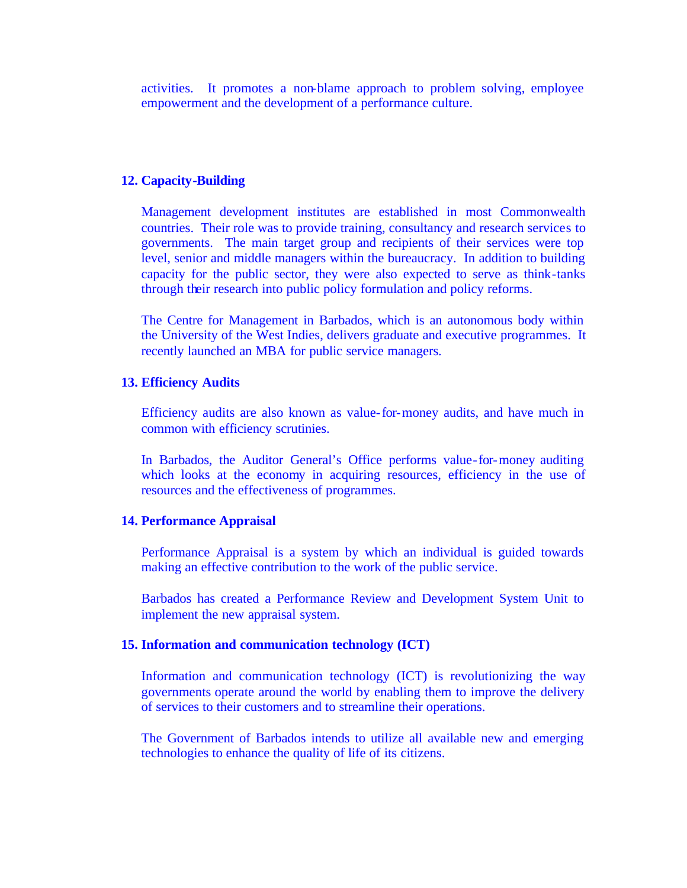activities. It promotes a non-blame approach to problem solving, employee empowerment and the development of a performance culture.

### 12. Capacity-Building

Management development institutes are established in most Commonwealth countries. Their role was to provide training, consultancy and research services to governments. The main target group and recipients of their services were top level, senior and middle managers within the bureaucracy. In addition to building capacity for the public sector, they were also expected to serve as think-tanks through their research into public policy formulation and policy reforms.

The Centre for Management in Barbados, which is an autonomous body within the University of the West Indies, delivers graduate and executive programmes. It recently launched an MBA for public service managers.

### 13. Efficiency Audits

Efficiency audits are also known as value-for-money audits, and have much in common with efficiency scrutinies.

In Barbados, the Auditor General's Office performs value-for-money auditing which looks at the economy in acquiring resources, efficiency in the use of resources and the effectiveness of programmes.

### 14. Performance Appraisal

Performance Appraisal is a system by which an individual is guided towards making an effective contribution to the work of the public service.

Barbados has created a Performance Review and Development System Unit to implement the new appraisal system.

### 15. Information and communication technology (ICT)

Information and communication technology (ICT) is revolutionizing the way governments operate around the world by enabling them to improve the delivery of services to their customers and to streamline their operations.

The Government of Barbados intends to utilize all available new and emerging technologies to enhance the quality of life of its citizens.